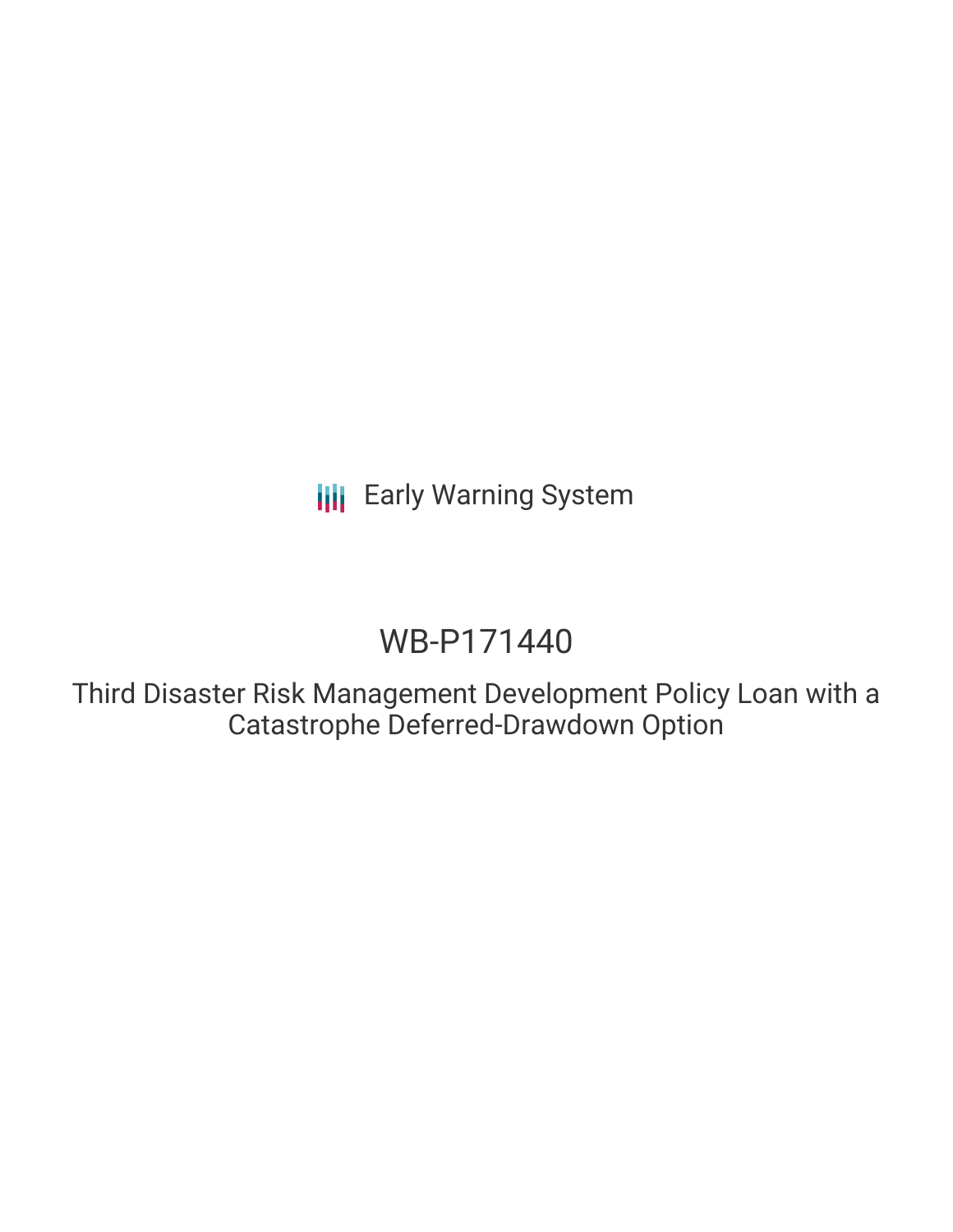Early Warning System

# WB-P171440

## Third Disaster Risk Management Development Policy Loan with a Catastrophe Deferred-Drawdown Option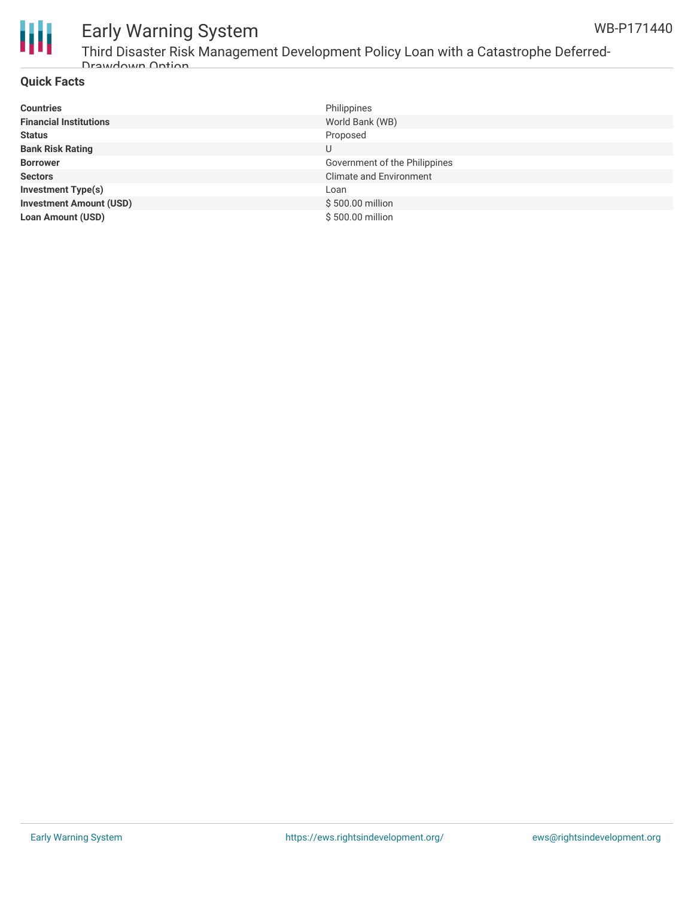## Quick Facts

| | |
|---|---|
| **Countries** | Philippines |
| **Financial Institutions** | World Bank (WB) |
| **Status** | Proposed |
| **Bank Risk Rating** | U |
| **Borrower** | Government of the Philippines |
| **Sectors** | Climate and Environment |
| **Investment Type(s)** | Loan |
| **Investment Amount (USD)** | $ 500.00 million |
| **Loan Amount (USD)** | $ 500.00 million |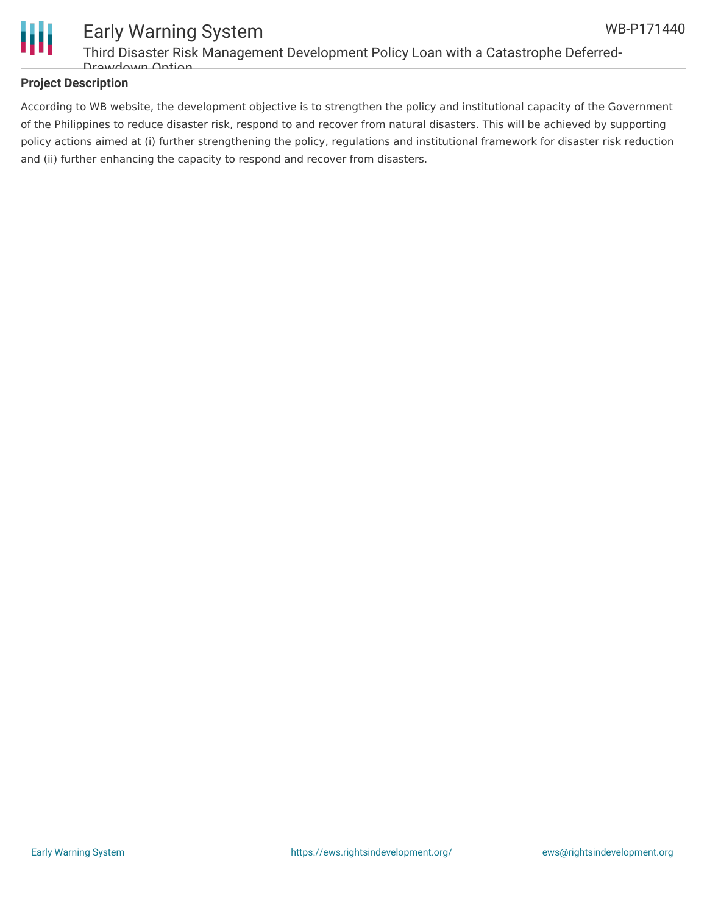## Project Description

According to WB website, the development objective is to strengthen the policy and institutional capacity of the Government of the Philippines to reduce disaster risk, respond to and recover from natural disasters. This will be achieved by supporting policy actions aimed at (i) further strengthening the policy, regulations and institutional framework for disaster risk reduction and (ii) further enhancing the capacity to respond and recover from disasters.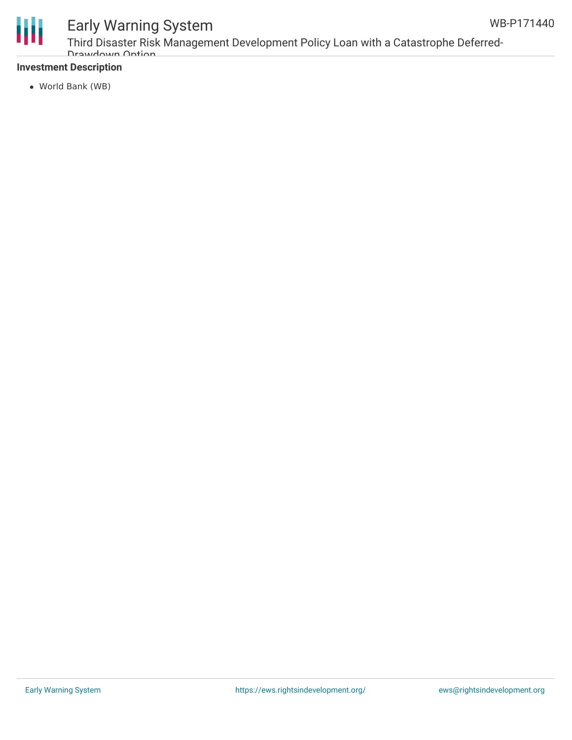**Investment Description**

- World Bank (WB)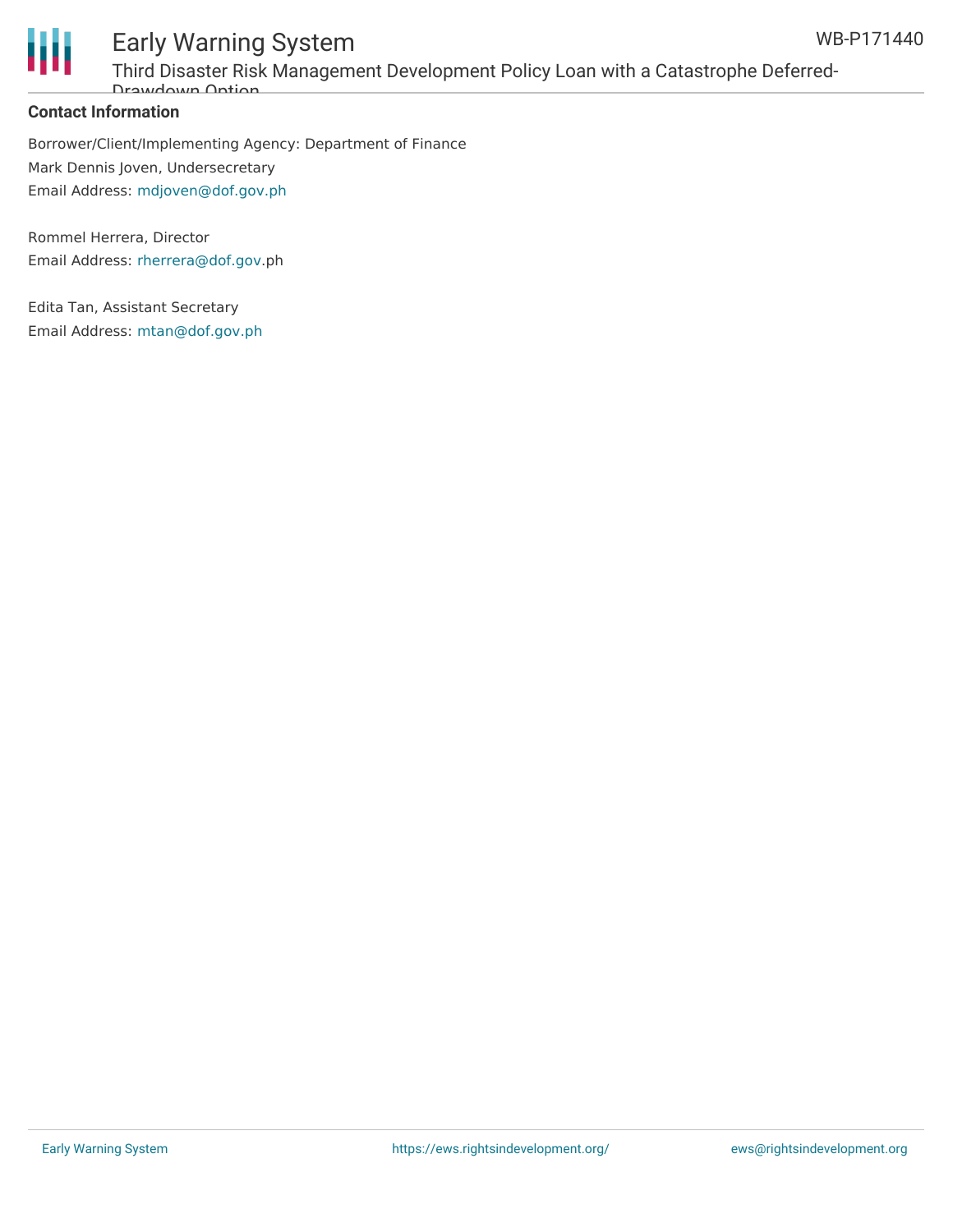**Contact Information**

Borrower/Client/Implementing Agency: Department of Finance

Mark Dennis Joven, Undersecretary

Email Address: mdjoven@dof.gov.ph

Rommel Herrera, Director

Email Address: rherrera@dof.gov.ph

Edita Tan, Assistant Secretary

Email Address: mtan@dof.gov.ph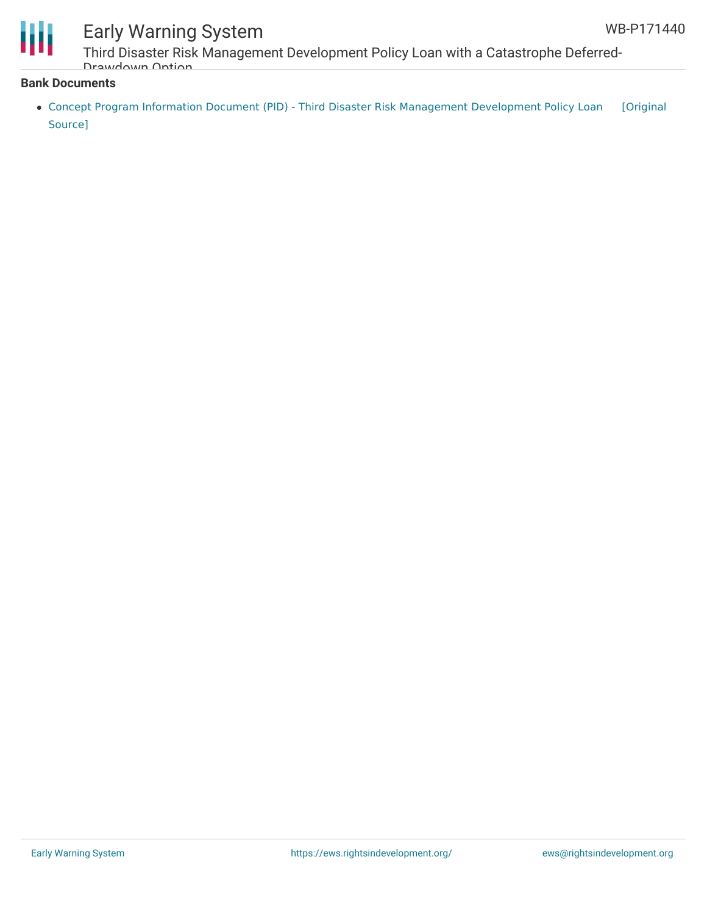### Bank Documents

- Concept Program Information Document (PID) - Third Disaster Risk Management Development Policy Loan [Original Source]